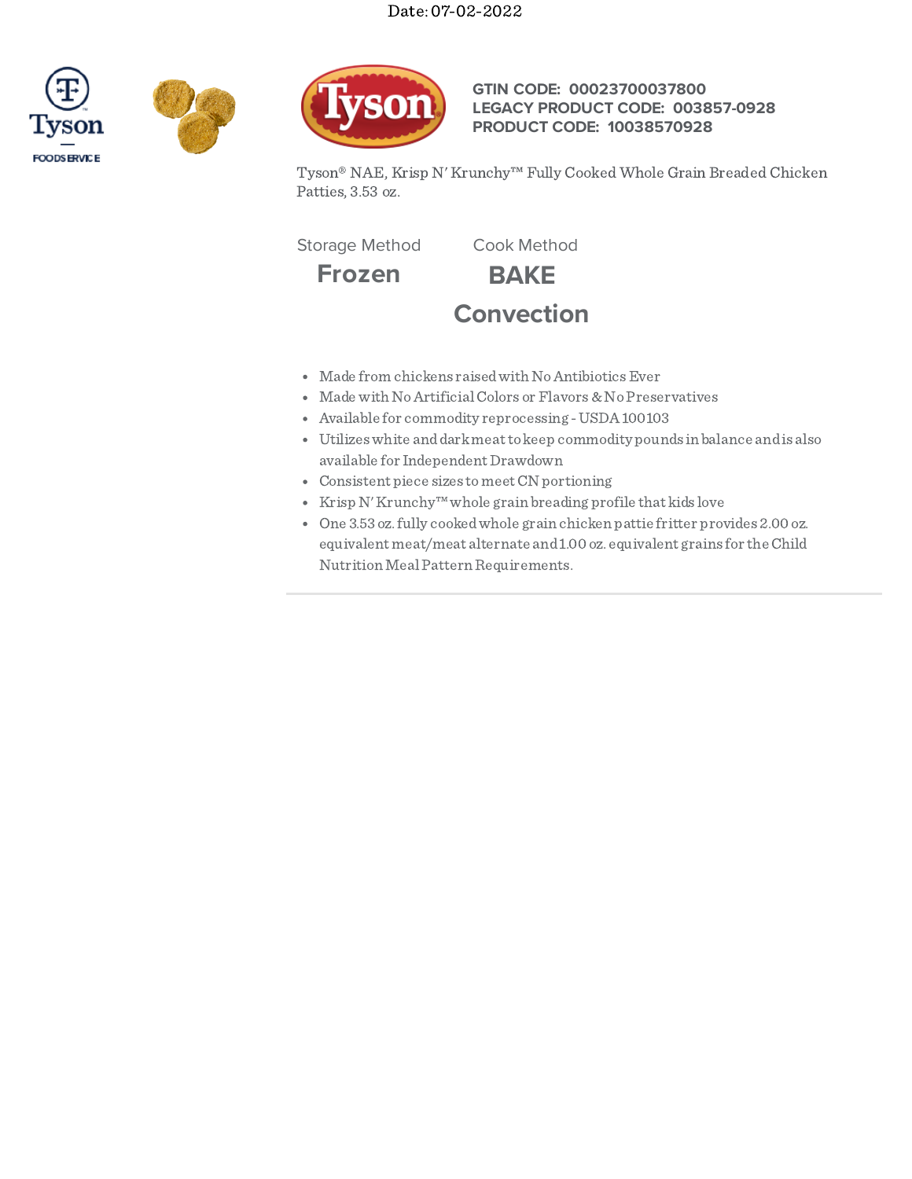Date: 07-02-2022

**GTIN CODE: 00023700037800**
**LEGACY PRODUCT CODE: 003857-0928**
**PRODUCT CODE: 10038570928**

Tyson® NAE, Krisp N' Krunchy™ Fully Cooked Whole Grain Breaded Chicken Patties, 3.53 oz.

| Storage Method | Cook Method |
| --- | --- |
| **Frozen** | **BAKE** |
| | **Convection** |

- Made from chickens raised with No Antibiotics Ever
- Made with No Artificial Colors or Flavors & No Preservatives
- Available for commodity reprocessing - USDA 100103
- Utilizes white and dark meat to keep commodity pounds in balance and is also available for Independent Drawdown
- Consistent piece sizes to meet CN portioning
- Krisp N' Krunchy™ whole grain breading profile that kids love
- One 3.53 oz. fully cooked whole grain chicken pattie fritter provides 2.00 oz. equivalent meat/meat alternate and 1.00 oz. equivalent grains for the Child Nutrition Meal Pattern Requirements.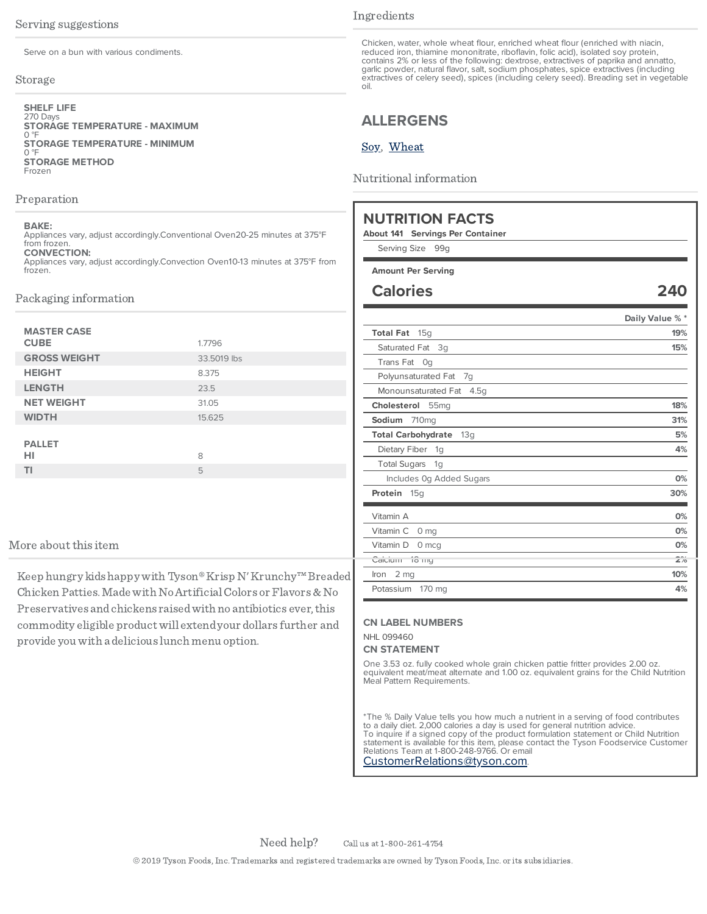## Serving suggestions

Serve on a bun with various condiments.

## Storage

**SHELF LIFE**
270 Days
**STORAGE TEMPERATURE - MAXIMUM**
0 °F
**STORAGE TEMPERATURE - MINIMUM**
0 °F
**STORAGE METHOD**
Frozen

## Preparation

**BAKE:**
Appliances vary, adjust accordingly.Conventional Oven20-25 minutes at 375°F from frozen.
**CONVECTION:**
Appliances vary, adjust accordingly.Convection Oven10-13 minutes at 375°F from frozen.

## Packaging information

**MASTER CASE**

| | |
|---|---|
| CUBE | 1.7796 |
| GROSS WEIGHT | 33.5019 lbs |
| HEIGHT | 8.375 |
| LENGTH | 23.5 |
| NET WEIGHT | 31.05 |
| WIDTH | 15.625 |

**PALLET**

| | |
|---|---|
| HI | 8 |
| TI | 5 |

## More about this item

Keep hungry kids happy with Tyson® Krisp N' Krunchy™ Breaded Chicken Patties. Made with No Artificial Colors or Flavors & No Preservatives and chickens raised with no antibiotics ever, this commodity eligible product will extend your dollars further and provide you with a delicious lunch menu option.

## Ingredients

Chicken, water, whole wheat flour, enriched wheat flour (enriched with niacin, reduced iron, thiamine mononitrate, riboflavin, folic acid), isolated soy protein, contains 2% or less of the following: dextrose, extractives of paprika and annatto, garlic powder, natural flavor, salt, sodium phosphates, spice extractives (including extractives of celery seed), spices (including celery seed). Breading set in vegetable oil.

## ALLERGENS

Soy, Wheat

## Nutritional information

### NUTRITION FACTS

About 141 Servings Per Container
Serving Size 99g

Amount Per Serving
**Calories 240**

| | Daily Value % * |
|---|---|
| **Total Fat** 15g | 19% |
| Saturated Fat 3g | 15% |
| Trans Fat 0g | |
| Polyunsaturated Fat 7g | |
| Monounsaturated Fat 4.5g | |
| **Cholesterol** 55mg | 18% |
| **Sodium** 710mg | 31% |
| **Total Carbohydrate** 13g | 5% |
| Dietary Fiber 1g | 4% |
| Total Sugars 1g | |
| Includes 0g Added Sugars | 0% |
| **Protein** 15g | 30% |
| Vitamin A | 0% |
| Vitamin C 0 mg | 0% |
| Vitamin D 0 mcg | 0% |
| Calcium 18 mg | 2% |
| Iron 2 mg | 10% |
| Potassium 170 mg | 4% |

**CN LABEL NUMBERS**
NHL 099460
**CN STATEMENT**
One 3.53 oz. fully cooked whole grain chicken pattie fritter provides 2.00 oz. equivalent meat/meat alternate and 1.00 oz. equivalent grains for the Child Nutrition Meal Pattern Requirements.

*The % Daily Value tells you how much a nutrient in a serving of food contributes to a daily diet. 2,000 calories a day is used for general nutrition advice.
To inquire if a signed copy of the product formulation statement or Child Nutrition statement is available for this item, please contact the Tyson Foodservice Customer Relations Team at 1-800-248-9766. Or email CustomerRelations@tyson.com.

Need help? Call us at 1-800-261-4754

© 2019 Tyson Foods, Inc. Trademarks and registered trademarks are owned by Tyson Foods, Inc. or its subsidiaries.